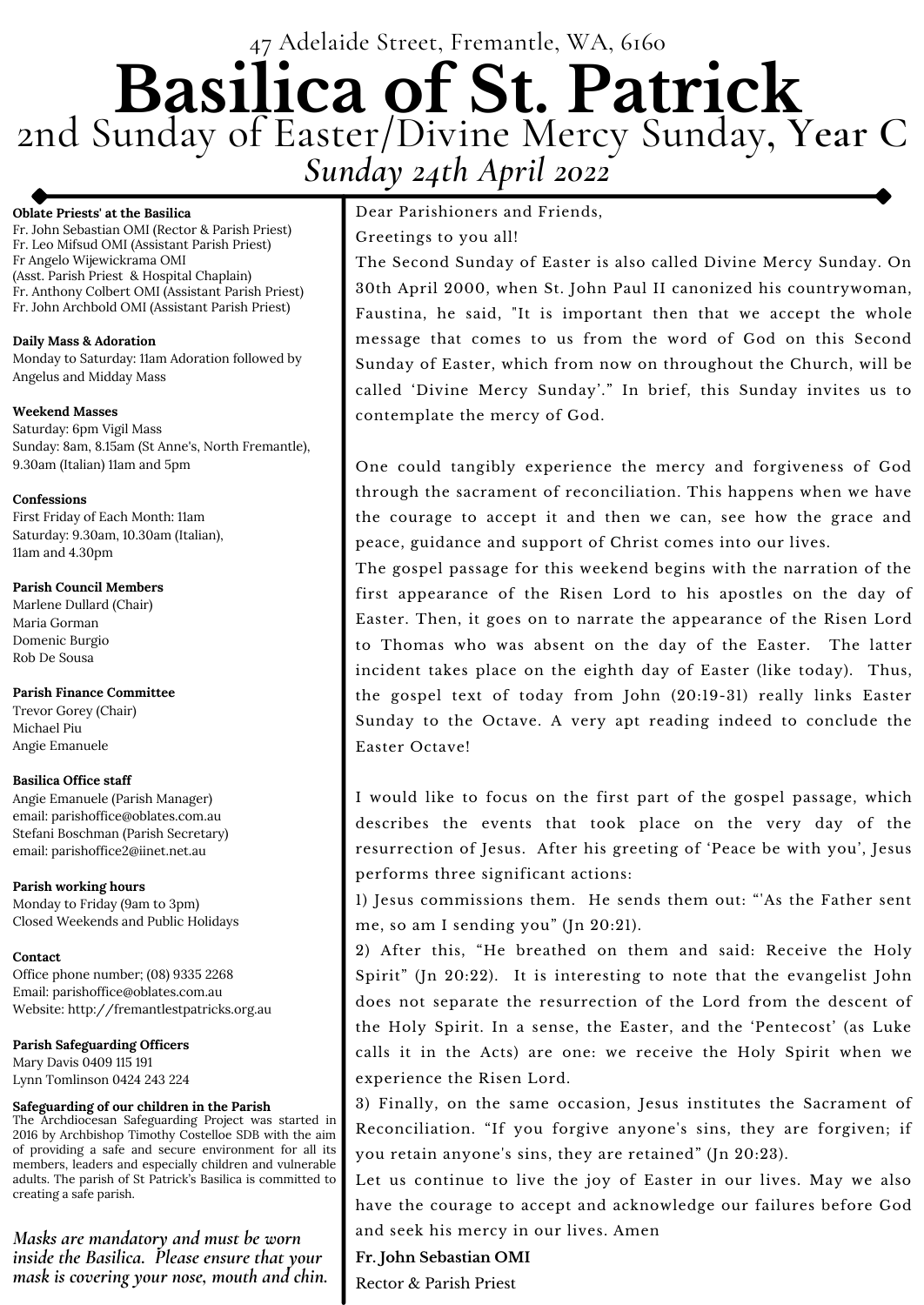47 Adelaide Street, Fremantle, WA, 6160

# Basilica of St. Patrick

## 2nd Sunday of Easter/Divine Mercy Sunday, Year C

*Sunday 24th April 2022*

**Oblate Priests' at the Basilica**
Fr. John Sebastian OMI (Rector & Parish Priest)
Fr. Leo Mifsud OMI (Assistant Parish Priest)
Fr Angelo Wijewickrama OMI
(Asst. Parish Priest & Hospital Chaplain)
Fr. Anthony Colbert OMI (Assistant Parish Priest)
Fr. John Archbold OMI (Assistant Parish Priest)

**Daily Mass & Adoration**
Monday to Saturday: 11am Adoration followed by Angelus and Midday Mass

**Weekend Masses**
Saturday: 6pm Vigil Mass
Sunday: 8am, 8.15am (St Anne's, North Fremantle), 9.30am (Italian) 11am and 5pm

**Confessions**
First Friday of Each Month: 11am
Saturday: 9.30am, 10.30am (Italian), 11am and 4.30pm

**Parish Council Members**
Marlene Dullard (Chair)
Maria Gorman
Domenic Burgio
Rob De Sousa

**Parish Finance Committee**
Trevor Gorey (Chair)
Michael Piu
Angie Emanuele

**Basilica Office staff**
Angie Emanuele (Parish Manager)
email: parishoffice@oblates.com.au
Stefani Boschman (Parish Secretary)
email: parishoffice2@iinet.net.au

**Parish working hours**
Monday to Friday (9am to 3pm)
Closed Weekends and Public Holidays

**Contact**
Office phone number; (08) 9335 2268
Email: parishoffice@oblates.com.au
Website: http://fremantlestpatricks.org.au

**Parish Safeguarding Officers**
Mary Davis 0409 115 191
Lynn Tomlinson 0424 243 224

**Safeguarding of our children in the Parish**
The Archdiocesan Safeguarding Project was started in 2016 by Archbishop Timothy Costelloe SDB with the aim of providing a safe and secure environment for all its members, leaders and especially children and vulnerable adults. The parish of St Patrick's Basilica is committed to creating a safe parish.

*Masks are mandatory and must be worn inside the Basilica. Please ensure that your mask is covering your nose, mouth and chin.*

Dear Parishioners and Friends,

Greetings to you all!

The Second Sunday of Easter is also called Divine Mercy Sunday. On 30th April 2000, when St. John Paul II canonized his countrywoman, Faustina, he said, "It is important then that we accept the whole message that comes to us from the word of God on this Second Sunday of Easter, which from now on throughout the Church, will be called 'Divine Mercy Sunday'." In brief, this Sunday invites us to contemplate the mercy of God.

One could tangibly experience the mercy and forgiveness of God through the sacrament of reconciliation. This happens when we have the courage to accept it and then we can, see how the grace and peace, guidance and support of Christ comes into our lives.

The gospel passage for this weekend begins with the narration of the first appearance of the Risen Lord to his apostles on the day of Easter. Then, it goes on to narrate the appearance of the Risen Lord to Thomas who was absent on the day of the Easter. The latter incident takes place on the eighth day of Easter (like today). Thus, the gospel text of today from John (20:19-31) really links Easter Sunday to the Octave. A very apt reading indeed to conclude the Easter Octave!

I would like to focus on the first part of the gospel passage, which describes the events that took place on the very day of the resurrection of Jesus. After his greeting of 'Peace be with you', Jesus performs three significant actions:

1) Jesus commissions them. He sends them out: "'As the Father sent me, so am I sending you" (Jn 20:21).

2) After this, "He breathed on them and said: Receive the Holy Spirit" (Jn 20:22). It is interesting to note that the evangelist John does not separate the resurrection of the Lord from the descent of the Holy Spirit. In a sense, the Easter, and the 'Pentecost' (as Luke calls it in the Acts) are one: we receive the Holy Spirit when we experience the Risen Lord.

3) Finally, on the same occasion, Jesus institutes the Sacrament of Reconciliation. "If you forgive anyone's sins, they are forgiven; if you retain anyone's sins, they are retained" (Jn 20:23).

Let us continue to live the joy of Easter in our lives. May we also have the courage to accept and acknowledge our failures before God and seek his mercy in our lives. Amen

**Fr. John Sebastian OMI**
Rector & Parish Priest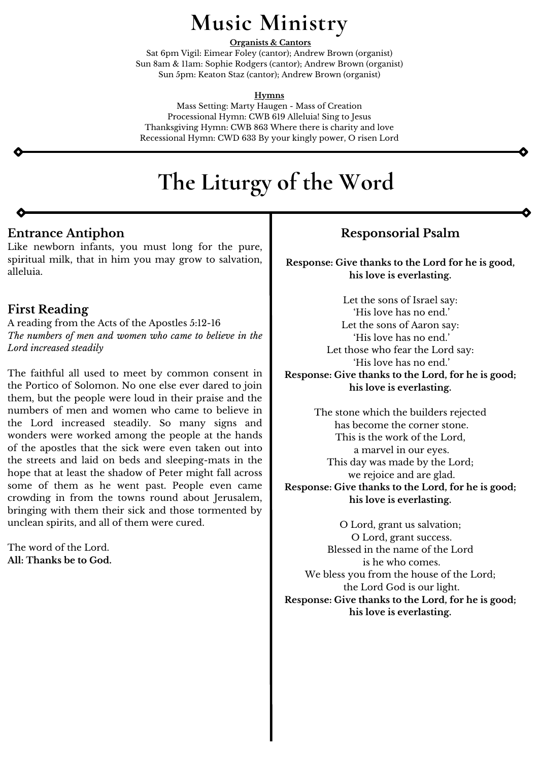# Music Ministry

**Organists & Cantors**

Sat 6pm Vigil: Eimear Foley (cantor); Andrew Brown (organist)
Sun 8am & 11am: Sophie Rodgers (cantor); Andrew Brown (organist)
Sun 5pm: Keaton Staz (cantor); Andrew Brown (organist)

**Hymns**

Mass Setting: Marty Haugen - Mass of Creation
Processional Hymn: CWB 619 Alleluia! Sing to Jesus
Thanksgiving Hymn: CWB 863 Where there is charity and love
Recessional Hymn: CWD 633 By your kingly power, O risen Lord

# The Liturgy of the Word

## Entrance Antiphon

Like newborn infants, you must long for the pure, spiritual milk, that in him you may grow to salvation, alleluia.

## First Reading

A reading from the Acts of the Apostles 5:12-16
*The numbers of men and women who came to believe in the Lord increased steadily*

The faithful all used to meet by common consent in the Portico of Solomon. No one else ever dared to join them, but the people were loud in their praise and the numbers of men and women who came to believe in the Lord increased steadily. So many signs and wonders were worked among the people at the hands of the apostles that the sick were even taken out into the streets and laid on beds and sleeping-mats in the hope that at least the shadow of Peter might fall across some of them as he went past. People even came crowding in from the towns round about Jerusalem, bringing with them their sick and those tormented by unclean spirits, and all of them were cured.

The word of the Lord.
**All: Thanks be to God.**

## Responsorial Psalm

**Response: Give thanks to the Lord for he is good, his love is everlasting.**

Let the sons of Israel say:
'His love has no end.'
Let the sons of Aaron say:
'His love has no end.'
Let those who fear the Lord say:
'His love has no end.'
**Response: Give thanks to the Lord, for he is good; his love is everlasting.**

The stone which the builders rejected
has become the corner stone.
This is the work of the Lord,
a marvel in our eyes.
This day was made by the Lord;
we rejoice and are glad.
**Response: Give thanks to the Lord, for he is good; his love is everlasting.**

O Lord, grant us salvation;
O Lord, grant success.
Blessed in the name of the Lord
is he who comes.
We bless you from the house of the Lord;
the Lord God is our light.
**Response: Give thanks to the Lord, for he is good; his love is everlasting.**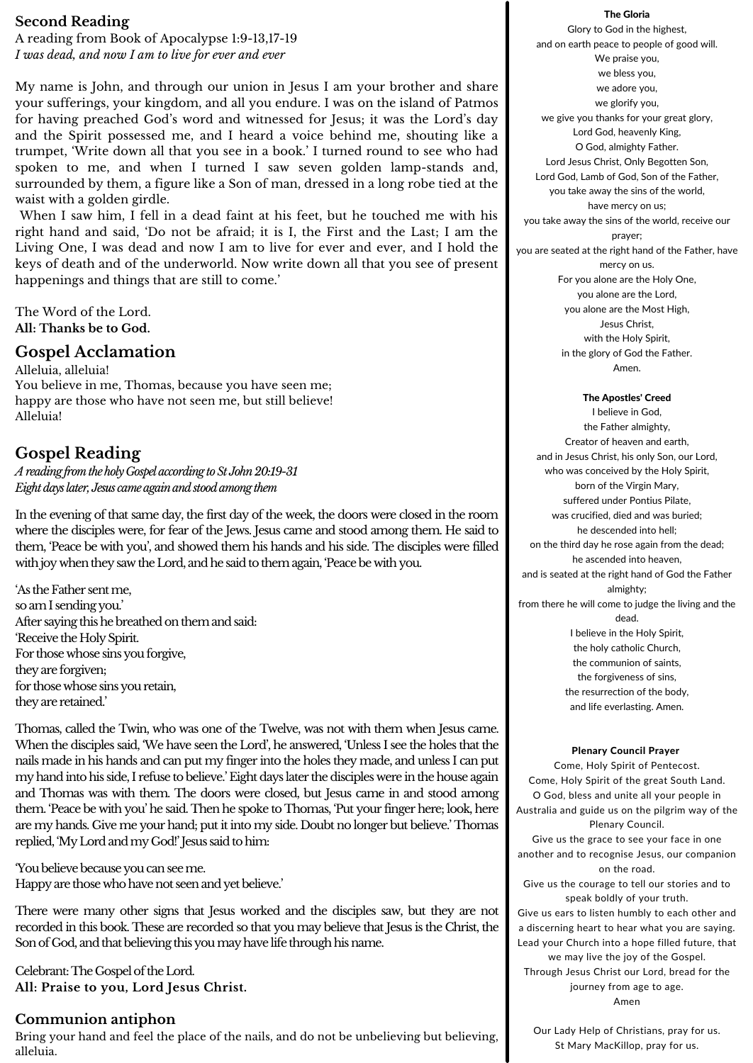## Second Reading

A reading from Book of Apocalypse 1:9-13,17-19

*I was dead, and now I am to live for ever and ever*

My name is John, and through our union in Jesus I am your brother and share your sufferings, your kingdom, and all you endure. I was on the island of Patmos for having preached God's word and witnessed for Jesus; it was the Lord's day and the Spirit possessed me, and I heard a voice behind me, shouting like a trumpet, 'Write down all that you see in a book.' I turned round to see who had spoken to me, and when I turned I saw seven golden lamp-stands and, surrounded by them, a figure like a Son of man, dressed in a long robe tied at the waist with a golden girdle.

When I saw him, I fell in a dead faint at his feet, but he touched me with his right hand and said, 'Do not be afraid; it is I, the First and the Last; I am the Living One, I was dead and now I am to live for ever and ever, and I hold the keys of death and of the underworld. Now write down all that you see of present happenings and things that are still to come.'

The Word of the Lord.
**All: Thanks be to God.**

## Gospel Acclamation

Alleluia, alleluia!
You believe in me, Thomas, because you have seen me;
happy are those who have not seen me, but still believe!
Alleluia!

## Gospel Reading

*A reading from the holy Gospel according to St John 20:19-31*
*Eight days later, Jesus came again and stood among them*

In the evening of that same day, the first day of the week, the doors were closed in the room where the disciples were, for fear of the Jews. Jesus came and stood among them. He said to them, 'Peace be with you', and showed them his hands and his side. The disciples were filled with joy when they saw the Lord, and he said to them again, 'Peace be with you.

'As the Father sent me,
so am I sending you.'
After saying this he breathed on them and said:
'Receive the Holy Spirit.
For those whose sins you forgive,
they are forgiven;
for those whose sins you retain,
they are retained.'

Thomas, called the Twin, who was one of the Twelve, was not with them when Jesus came. When the disciples said, 'We have seen the Lord', he answered, 'Unless I see the holes that the nails made in his hands and can put my finger into the holes they made, and unless I can put my hand into his side, I refuse to believe.' Eight days later the disciples were in the house again and Thomas was with them. The doors were closed, but Jesus came in and stood among them. 'Peace be with you' he said. Then he spoke to Thomas, 'Put your finger here; look, here are my hands. Give me your hand; put it into my side. Doubt no longer but believe.' Thomas replied, 'My Lord and my God!' Jesus said to him:

'You believe because you can see me.
Happy are those who have not seen and yet believe.'

There were many other signs that Jesus worked and the disciples saw, but they are not recorded in this book. These are recorded so that you may believe that Jesus is the Christ, the Son of God, and that believing this you may have life through his name.

Celebrant: The Gospel of the Lord.
**All: Praise to you, Lord Jesus Christ.**

## Communion antiphon

Bring your hand and feel the place of the nails, and do not be unbelieving but believing, alleluia.

**The Gloria**

Glory to God in the highest,
and on earth peace to people of good will.
We praise you,
we bless you,
we adore you,
we glorify you,
we give you thanks for your great glory,
Lord God, heavenly King,
O God, almighty Father.
Lord Jesus Christ, Only Begotten Son,
Lord God, Lamb of God, Son of the Father,
you take away the sins of the world,
have mercy on us;
you take away the sins of the world, receive our prayer;
you are seated at the right hand of the Father, have mercy on us.
For you alone are the Holy One,
you alone are the Lord,
you alone are the Most High,
Jesus Christ,
with the Holy Spirit,
in the glory of God the Father.
Amen.

**The Apostles' Creed**

I believe in God,
the Father almighty,
Creator of heaven and earth,
and in Jesus Christ, his only Son, our Lord,
who was conceived by the Holy Spirit,
born of the Virgin Mary,
suffered under Pontius Pilate,
was crucified, died and was buried;
he descended into hell;
on the third day he rose again from the dead;
he ascended into heaven,
and is seated at the right hand of God the Father almighty;
from there he will come to judge the living and the dead.
I believe in the Holy Spirit,
the holy catholic Church,
the communion of saints,
the forgiveness of sins,
the resurrection of the body,
and life everlasting. Amen.

**Plenary Council Prayer**

Come, Holy Spirit of Pentecost.
Come, Holy Spirit of the great South Land.
O God, bless and unite all your people in Australia and guide us on the pilgrim way of the Plenary Council.
Give us the grace to see your face in one another and to recognise Jesus, our companion on the road.
Give us the courage to tell our stories and to speak boldly of your truth.
Give us ears to listen humbly to each other and a discerning heart to hear what you are saying.
Lead your Church into a hope filled future, that we may live the joy of the Gospel.
Through Jesus Christ our Lord, bread for the journey from age to age.
Amen

Our Lady Help of Christians, pray for us.
St Mary MacKillop, pray for us.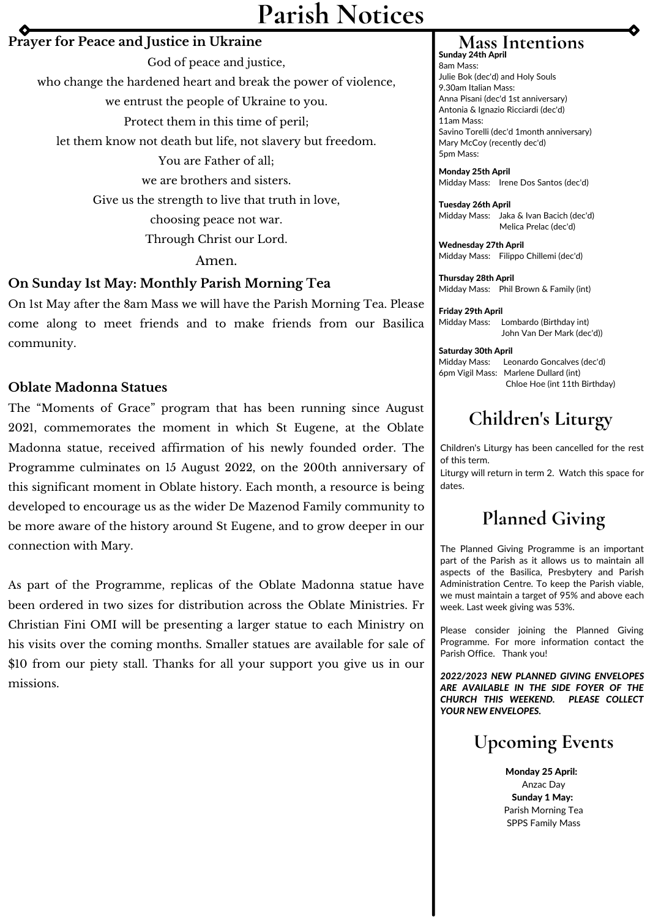# Parish Notices

## Prayer for Peace and Justice in Ukraine

God of peace and justice,
who change the hardened heart and break the power of violence,
we entrust the people of Ukraine to you.
Protect them in this time of peril;
let them know not death but life, not slavery but freedom.
You are Father of all;
we are brothers and sisters.
Give us the strength to live that truth in love,
choosing peace not war.
Through Christ our Lord.
Amen.

## On Sunday 1st May: Monthly Parish Morning Tea

On 1st May after the 8am Mass we will have the Parish Morning Tea. Please come along to meet friends and to make friends from our Basilica community.

## Oblate Madonna Statues

The "Moments of Grace" program that has been running since August 2021, commemorates the moment in which St Eugene, at the Oblate Madonna statue, received affirmation of his newly founded order. The Programme culminates on 15 August 2022, on the 200th anniversary of this significant moment in Oblate history. Each month, a resource is being developed to encourage us as the wider De Mazenod Family community to be more aware of the history around St Eugene, and to grow deeper in our connection with Mary.

As part of the Programme, replicas of the Oblate Madonna statue have been ordered in two sizes for distribution across the Oblate Ministries. Fr Christian Fini OMI will be presenting a larger statue to each Ministry on his visits over the coming months. Smaller statues are available for sale of $10 from our piety stall. Thanks for all your support you give us in our missions.

## Mass Intentions

**Sunday 24th April**
8am Mass:
Julie Bok (dec'd) and Holy Souls
9.30am Italian Mass:
Anna Pisani (dec'd 1st anniversary)
Antonia & Ignazio Ricciardi (dec'd)
11am Mass:
Savino Torelli (dec'd 1month anniversary)
Mary McCoy (recently dec'd)
5pm Mass:

**Monday 25th April**
Midday Mass: Irene Dos Santos (dec'd)

**Tuesday 26th April**
Midday Mass: Jaka & Ivan Bacich (dec'd)
Melica Prelac (dec'd)

**Wednesday 27th April**
Midday Mass: Filippo Chillemi (dec'd)

**Thursday 28th April**
Midday Mass: Phil Brown & Family (int)

**Friday 29th April**
Midday Mass: Lombardo (Birthday int)
John Van Der Mark (dec'd))

**Saturday 30th April**
Midday Mass: Leonardo Goncalves (dec'd)
6pm Vigil Mass: Marlene Dullard (int)
Chloe Hoe (int 11th Birthday)

## Children's Liturgy

Children's Liturgy has been cancelled for the rest of this term.
Liturgy will return in term 2. Watch this space for dates.

## Planned Giving

The Planned Giving Programme is an important part of the Parish as it allows us to maintain all aspects of the Basilica, Presbytery and Parish Administration Centre. To keep the Parish viable, we must maintain a target of 95% and above each week. Last week giving was 53%.

Please consider joining the Planned Giving Programme. For more information contact the Parish Office. Thank you!

***2022/2023 NEW PLANNED GIVING ENVELOPES ARE AVAILABLE IN THE SIDE FOYER OF THE CHURCH THIS WEEKEND. PLEASE COLLECT YOUR NEW ENVELOPES.***

## Upcoming Events

**Monday 25 April:**
Anzac Day
**Sunday 1 May:**
Parish Morning Tea
SPPS Family Mass